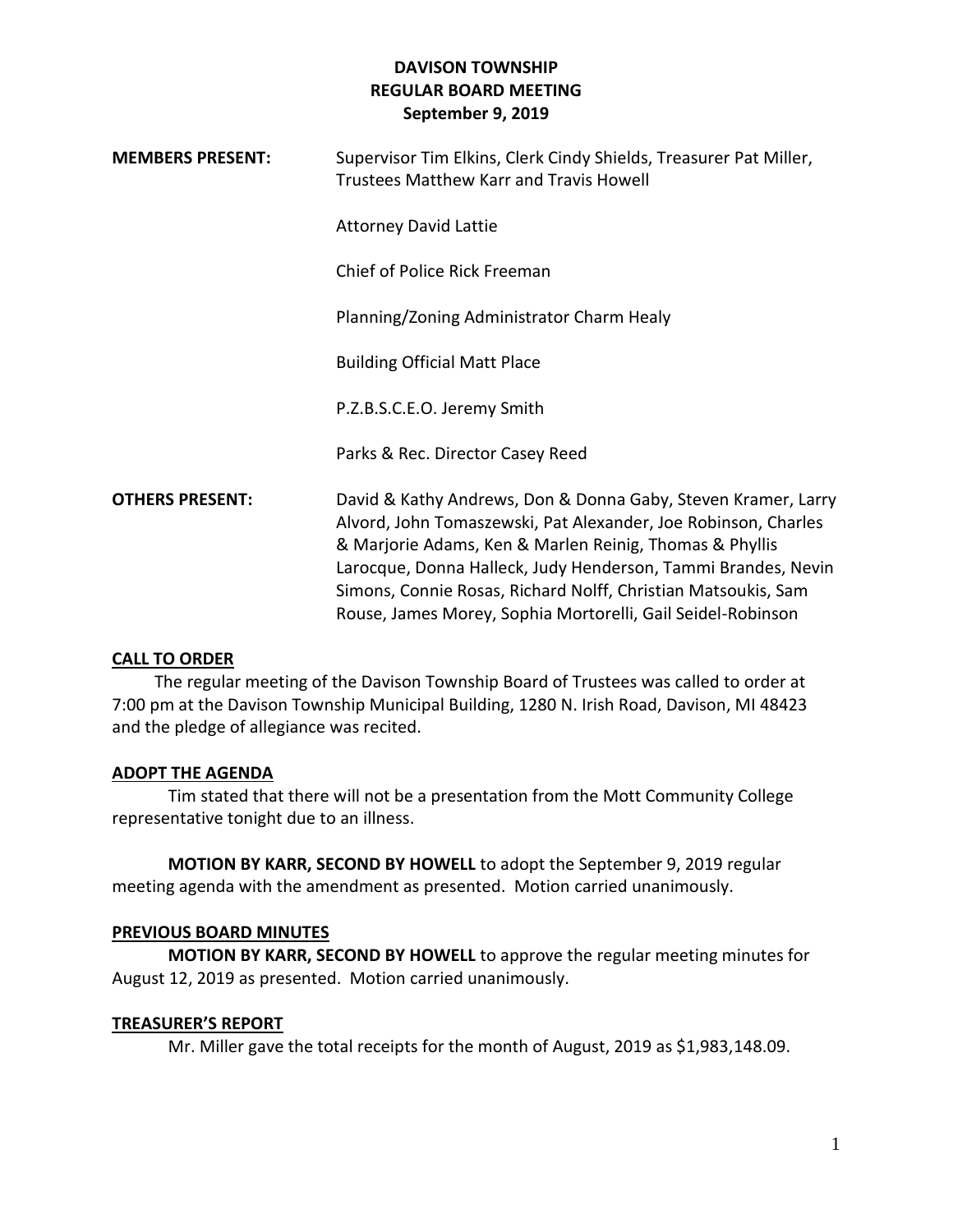# DAVISON TOWNSHIP
## REGULAR BOARD MEETING
### September 9, 2019

**MEMBERS PRESENT:** Supervisor Tim Elkins, Clerk Cindy Shields, Treasurer Pat Miller, Trustees Matthew Karr and Travis Howell

Attorney David Lattie

Chief of Police Rick Freeman

Planning/Zoning Administrator Charm Healy

Building Official Matt Place

P.Z.B.S.C.E.O. Jeremy Smith

Parks & Rec. Director Casey Reed

**OTHERS PRESENT:** David & Kathy Andrews, Don & Donna Gaby, Steven Kramer, Larry Alvord, John Tomaszewski, Pat Alexander, Joe Robinson, Charles & Marjorie Adams, Ken & Marlen Reinig, Thomas & Phyllis Larocque, Donna Halleck, Judy Henderson, Tammi Brandes, Nevin Simons, Connie Rosas, Richard Nolff, Christian Matsoukis, Sam Rouse, James Morey, Sophia Mortorelli, Gail Seidel-Robinson

**CALL TO ORDER**

The regular meeting of the Davison Township Board of Trustees was called to order at 7:00 pm at the Davison Township Municipal Building, 1280 N. Irish Road, Davison, MI 48423 and the pledge of allegiance was recited.

**ADOPT THE AGENDA**

Tim stated that there will not be a presentation from the Mott Community College representative tonight due to an illness.

**MOTION BY KARR, SECOND BY HOWELL** to adopt the September 9, 2019 regular meeting agenda with the amendment as presented. Motion carried unanimously.

**PREVIOUS BOARD MINUTES**

**MOTION BY KARR, SECOND BY HOWELL** to approve the regular meeting minutes for August 12, 2019 as presented. Motion carried unanimously.

**TREASURER'S REPORT**

Mr. Miller gave the total receipts for the month of August, 2019 as $1,983,148.09.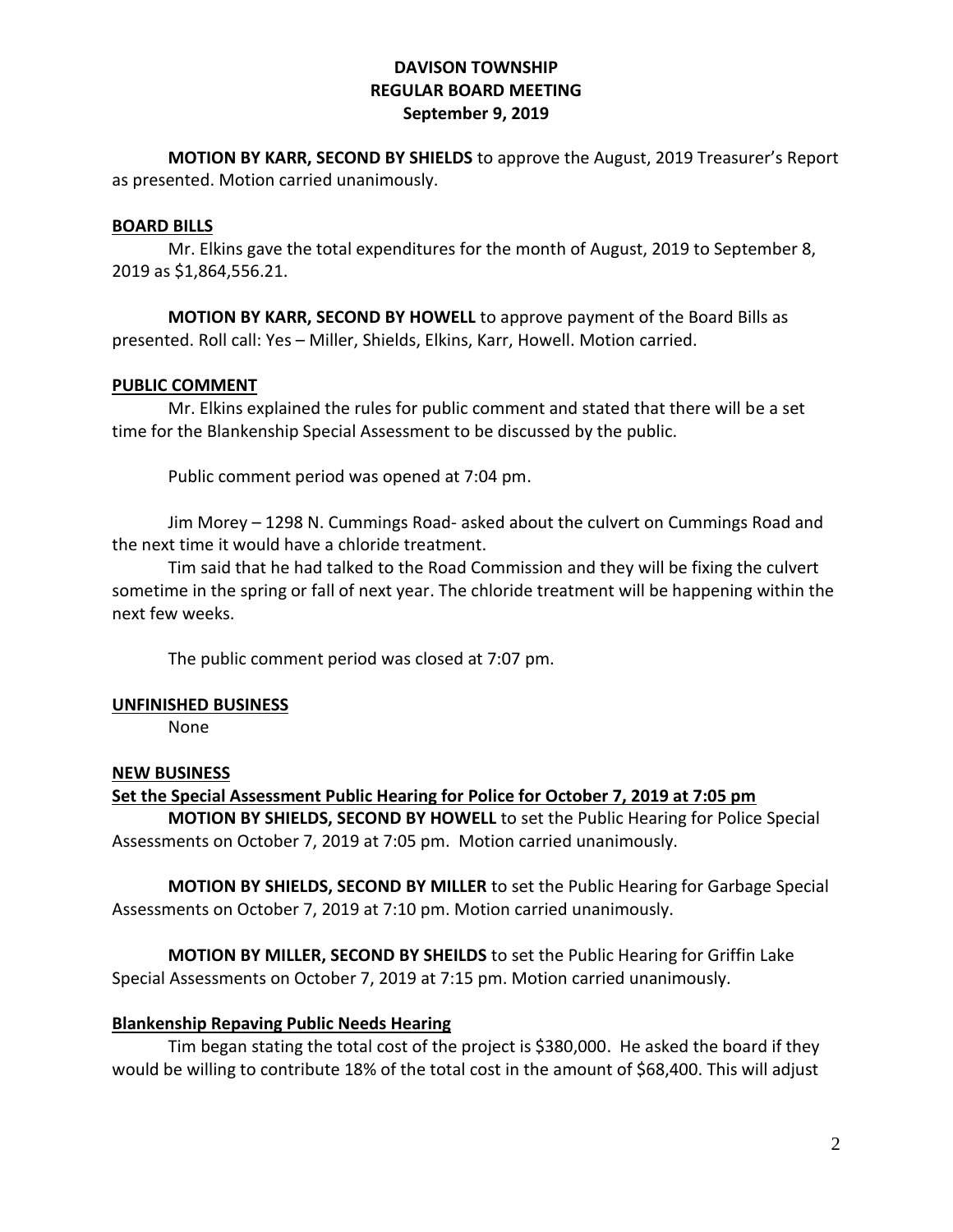**MOTION BY KARR, SECOND BY SHIELDS** to approve the August, 2019 Treasurer's Report as presented. Motion carried unanimously.

## BOARD BILLS

Mr. Elkins gave the total expenditures for the month of August, 2019 to September 8, 2019 as $1,864,556.21.

**MOTION BY KARR, SECOND BY HOWELL** to approve payment of the Board Bills as presented. Roll call: Yes – Miller, Shields, Elkins, Karr, Howell. Motion carried.

## PUBLIC COMMENT

Mr. Elkins explained the rules for public comment and stated that there will be a set time for the Blankenship Special Assessment to be discussed by the public.

Public comment period was opened at 7:04 pm.

Jim Morey – 1298 N. Cummings Road- asked about the culvert on Cummings Road and the next time it would have a chloride treatment.

Tim said that he had talked to the Road Commission and they will be fixing the culvert sometime in the spring or fall of next year. The chloride treatment will be happening within the next few weeks.

The public comment period was closed at 7:07 pm.

## UNFINISHED BUSINESS

None

## NEW BUSINESS

### Set the Special Assessment Public Hearing for Police for October 7, 2019 at 7:05 pm

**MOTION BY SHIELDS, SECOND BY HOWELL** to set the Public Hearing for Police Special Assessments on October 7, 2019 at 7:05 pm. Motion carried unanimously.

**MOTION BY SHIELDS, SECOND BY MILLER** to set the Public Hearing for Garbage Special Assessments on October 7, 2019 at 7:10 pm. Motion carried unanimously.

**MOTION BY MILLER, SECOND BY SHEILDS** to set the Public Hearing for Griffin Lake Special Assessments on October 7, 2019 at 7:15 pm. Motion carried unanimously.

### Blankenship Repaving Public Needs Hearing

Tim began stating the total cost of the project is $380,000. He asked the board if they would be willing to contribute 18% of the total cost in the amount of $68,400. This will adjust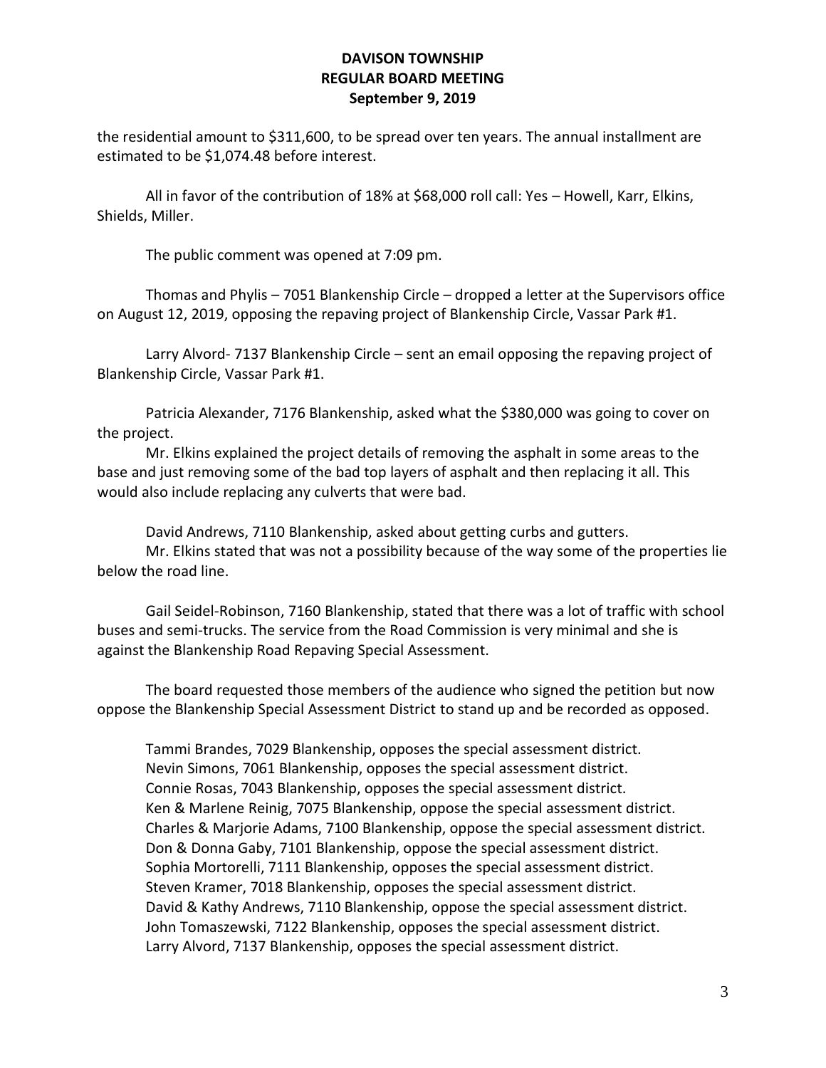the residential amount to $311,600, to be spread over ten years. The annual installment are estimated to be $1,074.48 before interest.

All in favor of the contribution of 18% at $68,000 roll call: Yes – Howell, Karr, Elkins, Shields, Miller.

The public comment was opened at 7:09 pm.

Thomas and Phylis – 7051 Blankenship Circle – dropped a letter at the Supervisors office on August 12, 2019, opposing the repaving project of Blankenship Circle, Vassar Park #1.

Larry Alvord- 7137 Blankenship Circle – sent an email opposing the repaving project of Blankenship Circle, Vassar Park #1.

Patricia Alexander, 7176 Blankenship, asked what the $380,000 was going to cover on the project.

Mr. Elkins explained the project details of removing the asphalt in some areas to the base and just removing some of the bad top layers of asphalt and then replacing it all. This would also include replacing any culverts that were bad.

David Andrews, 7110 Blankenship, asked about getting curbs and gutters.

Mr. Elkins stated that was not a possibility because of the way some of the properties lie below the road line.

Gail Seidel-Robinson, 7160 Blankenship, stated that there was a lot of traffic with school buses and semi-trucks. The service from the Road Commission is very minimal and she is against the Blankenship Road Repaving Special Assessment.

The board requested those members of the audience who signed the petition but now oppose the Blankenship Special Assessment District to stand up and be recorded as opposed.

Tammi Brandes, 7029 Blankenship, opposes the special assessment district.
Nevin Simons, 7061 Blankenship, opposes the special assessment district.
Connie Rosas, 7043 Blankenship, opposes the special assessment district.
Ken & Marlene Reinig, 7075 Blankenship, oppose the special assessment district.
Charles & Marjorie Adams, 7100 Blankenship, oppose the special assessment district.
Don & Donna Gaby, 7101 Blankenship, oppose the special assessment district.
Sophia Mortorelli, 7111 Blankenship, opposes the special assessment district.
Steven Kramer, 7018 Blankenship, opposes the special assessment district.
David & Kathy Andrews, 7110 Blankenship, oppose the special assessment district.
John Tomaszewski, 7122 Blankenship, opposes the special assessment district.
Larry Alvord, 7137 Blankenship, opposes the special assessment district.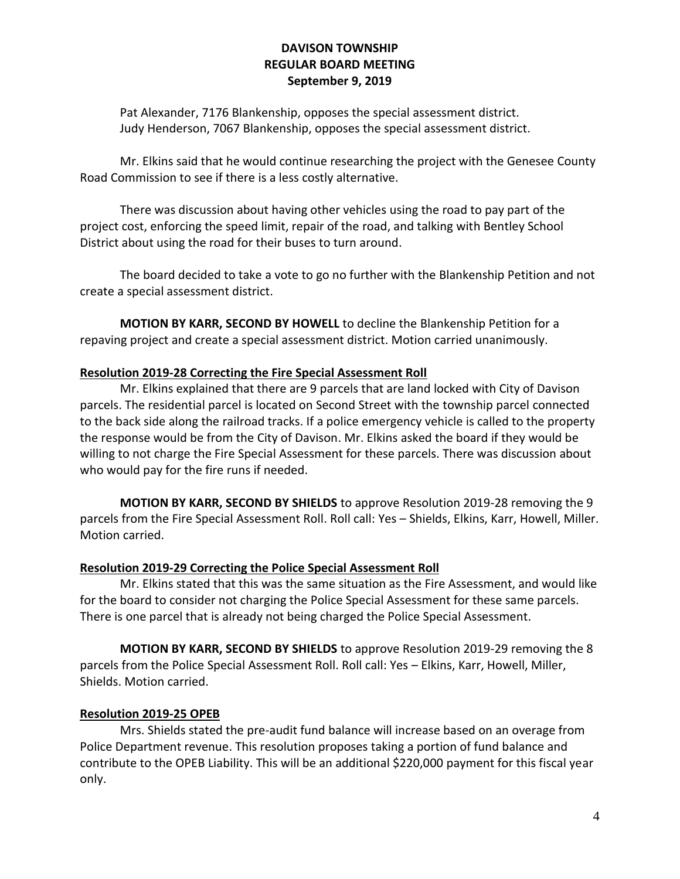Pat Alexander, 7176 Blankenship, opposes the special assessment district.
Judy Henderson, 7067 Blankenship, opposes the special assessment district.

Mr. Elkins said that he would continue researching the project with the Genesee County Road Commission to see if there is a less costly alternative.

There was discussion about having other vehicles using the road to pay part of the project cost, enforcing the speed limit, repair of the road, and talking with Bentley School District about using the road for their buses to turn around.

The board decided to take a vote to go no further with the Blankenship Petition and not create a special assessment district.

**MOTION BY KARR, SECOND BY HOWELL** to decline the Blankenship Petition for a repaving project and create a special assessment district. Motion carried unanimously.

**Resolution 2019-28 Correcting the Fire Special Assessment Roll**

Mr. Elkins explained that there are 9 parcels that are land locked with City of Davison parcels. The residential parcel is located on Second Street with the township parcel connected to the back side along the railroad tracks. If a police emergency vehicle is called to the property the response would be from the City of Davison. Mr. Elkins asked the board if they would be willing to not charge the Fire Special Assessment for these parcels. There was discussion about who would pay for the fire runs if needed.

**MOTION BY KARR, SECOND BY SHIELDS** to approve Resolution 2019-28 removing the 9 parcels from the Fire Special Assessment Roll. Roll call: Yes – Shields, Elkins, Karr, Howell, Miller. Motion carried.

**Resolution 2019-29 Correcting the Police Special Assessment Roll**

Mr. Elkins stated that this was the same situation as the Fire Assessment, and would like for the board to consider not charging the Police Special Assessment for these same parcels. There is one parcel that is already not being charged the Police Special Assessment.

**MOTION BY KARR, SECOND BY SHIELDS** to approve Resolution 2019-29 removing the 8 parcels from the Police Special Assessment Roll. Roll call: Yes – Elkins, Karr, Howell, Miller, Shields. Motion carried.

**Resolution 2019-25 OPEB**

Mrs. Shields stated the pre-audit fund balance will increase based on an overage from Police Department revenue. This resolution proposes taking a portion of fund balance and contribute to the OPEB Liability. This will be an additional $220,000 payment for this fiscal year only.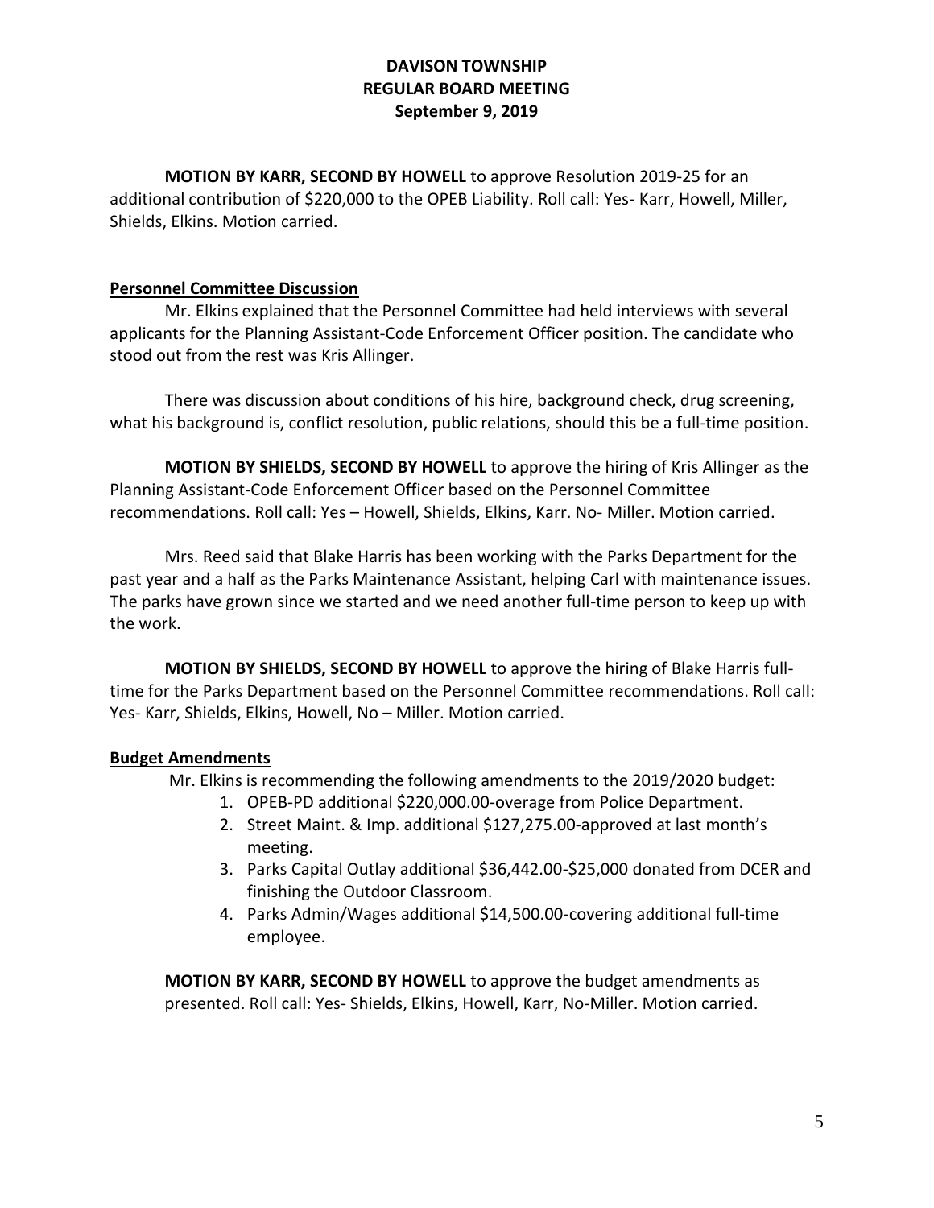**DAVISON TOWNSHIP**
**REGULAR BOARD MEETING**
**September 9, 2019**

**MOTION BY KARR, SECOND BY HOWELL** to approve Resolution 2019-25 for an additional contribution of $220,000 to the OPEB Liability. Roll call: Yes- Karr, Howell, Miller, Shields, Elkins. Motion carried.

## Personnel Committee Discussion

Mr. Elkins explained that the Personnel Committee had held interviews with several applicants for the Planning Assistant-Code Enforcement Officer position. The candidate who stood out from the rest was Kris Allinger.

There was discussion about conditions of his hire, background check, drug screening, what his background is, conflict resolution, public relations, should this be a full-time position.

**MOTION BY SHIELDS, SECOND BY HOWELL** to approve the hiring of Kris Allinger as the Planning Assistant-Code Enforcement Officer based on the Personnel Committee recommendations. Roll call: Yes – Howell, Shields, Elkins, Karr. No- Miller. Motion carried.

Mrs. Reed said that Blake Harris has been working with the Parks Department for the past year and a half as the Parks Maintenance Assistant, helping Carl with maintenance issues. The parks have grown since we started and we need another full-time person to keep up with the work.

**MOTION BY SHIELDS, SECOND BY HOWELL** to approve the hiring of Blake Harris full-time for the Parks Department based on the Personnel Committee recommendations. Roll call: Yes- Karr, Shields, Elkins, Howell, No – Miller. Motion carried.

## Budget Amendments

Mr. Elkins is recommending the following amendments to the 2019/2020 budget:

1. OPEB-PD additional $220,000.00-overage from Police Department.
2. Street Maint. & Imp. additional $127,275.00-approved at last month's meeting.
3. Parks Capital Outlay additional $36,442.00-$25,000 donated from DCER and finishing the Outdoor Classroom.
4. Parks Admin/Wages additional $14,500.00-covering additional full-time employee.

**MOTION BY KARR, SECOND BY HOWELL** to approve the budget amendments as presented. Roll call: Yes- Shields, Elkins, Howell, Karr, No-Miller. Motion carried.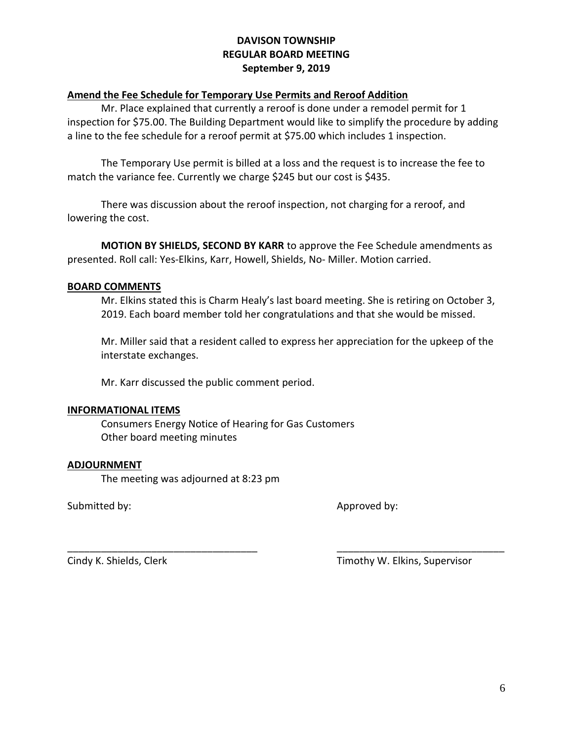**DAVISON TOWNSHIP**
**REGULAR BOARD MEETING**
**September 9, 2019**

**Amend the Fee Schedule for Temporary Use Permits and Reroof Addition**

Mr. Place explained that currently a reroof is done under a remodel permit for 1 inspection for $75.00. The Building Department would like to simplify the procedure by adding a line to the fee schedule for a reroof permit at $75.00 which includes 1 inspection.

The Temporary Use permit is billed at a loss and the request is to increase the fee to match the variance fee. Currently we charge $245 but our cost is $435.

There was discussion about the reroof inspection, not charging for a reroof, and lowering the cost.

**MOTION BY SHIELDS, SECOND BY KARR** to approve the Fee Schedule amendments as presented. Roll call: Yes-Elkins, Karr, Howell, Shields, No- Miller. Motion carried.

**BOARD COMMENTS**

Mr. Elkins stated this is Charm Healy's last board meeting. She is retiring on October 3, 2019. Each board member told her congratulations and that she would be missed.

Mr. Miller said that a resident called to express her appreciation for the upkeep of the interstate exchanges.

Mr. Karr discussed the public comment period.

**INFORMATIONAL ITEMS**

Consumers Energy Notice of Hearing for Gas Customers
Other board meeting minutes

**ADJOURNMENT**

The meeting was adjourned at 8:23 pm

Submitted by: Approved by:

\_\_\_\_\_\_\_\_\_\_\_\_\_\_\_\_\_\_\_\_\_\_\_\_\_\_\_\_\_\_\_\_\_\_ \_\_\_\_\_\_\_\_\_\_\_\_\_\_\_\_\_\_\_\_\_\_\_\_\_\_\_\_\_\_\_\_\_\_

Cindy K. Shields, Clerk Timothy W. Elkins, Supervisor